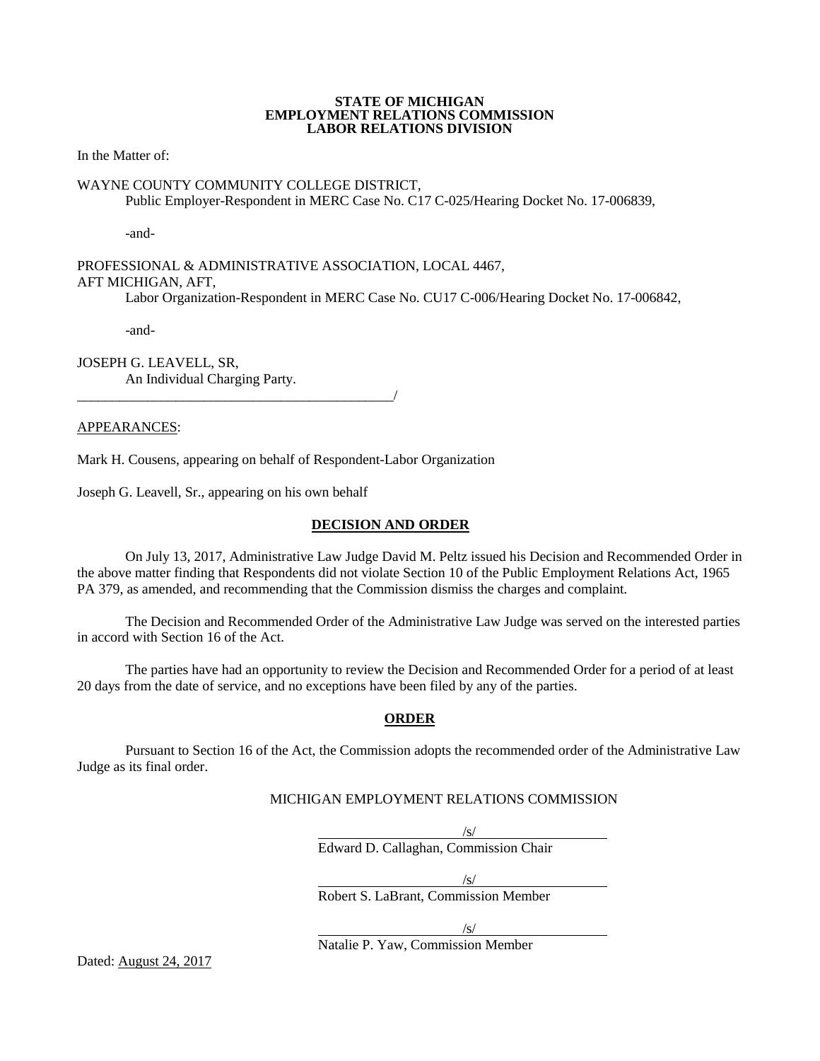**STATE OF MICHIGAN**
**EMPLOYMENT RELATIONS COMMISSION**
**LABOR RELATIONS DIVISION**

In the Matter of:

WAYNE COUNTY COMMUNITY COLLEGE DISTRICT,
Public Employer-Respondent in MERC Case No. C17 C-025/Hearing Docket No. 17-006839,

-and-

PROFESSIONAL & ADMINISTRATIVE ASSOCIATION, LOCAL 4467,
AFT MICHIGAN, AFT,
Labor Organization-Respondent in MERC Case No. CU17 C-006/Hearing Docket No. 17-006842,

-and-

JOSEPH G. LEAVELL, SR,
An Individual Charging Party.
_______________________________________________/

APPEARANCES:

Mark H. Cousens, appearing on behalf of Respondent-Labor Organization

Joseph G. Leavell, Sr., appearing on his own behalf

## DECISION AND ORDER

On July 13, 2017, Administrative Law Judge David M. Peltz issued his Decision and Recommended Order in the above matter finding that Respondents did not violate Section 10 of the Public Employment Relations Act, 1965 PA 379, as amended, and recommending that the Commission dismiss the charges and complaint.

The Decision and Recommended Order of the Administrative Law Judge was served on the interested parties in accord with Section 16 of the Act.

The parties have had an opportunity to review the Decision and Recommended Order for a period of at least 20 days from the date of service, and no exceptions have been filed by any of the parties.

## ORDER

Pursuant to Section 16 of the Act, the Commission adopts the recommended order of the Administrative Law Judge as its final order.

MICHIGAN EMPLOYMENT RELATIONS COMMISSION

/s/
Edward D. Callaghan, Commission Chair

/s/
Robert S. LaBrant, Commission Member

/s/
Natalie P. Yaw, Commission Member

Dated: August 24, 2017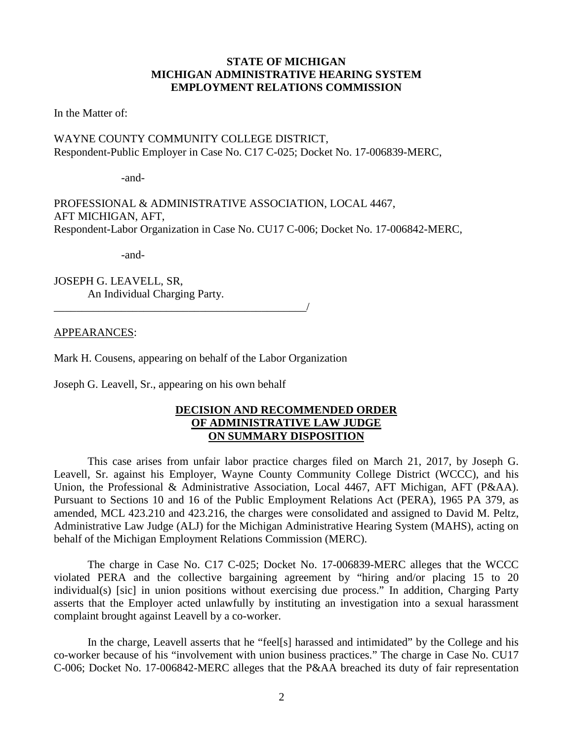**STATE OF MICHIGAN**
**MICHIGAN ADMINISTRATIVE HEARING SYSTEM**
**EMPLOYMENT RELATIONS COMMISSION**

In the Matter of:

WAYNE COUNTY COMMUNITY COLLEGE DISTRICT,
Respondent-Public Employer in Case No. C17 C-025; Docket No. 17-006839-MERC,

-and-

PROFESSIONAL & ADMINISTRATIVE ASSOCIATION, LOCAL 4467,
AFT MICHIGAN, AFT,
Respondent-Labor Organization in Case No. CU17 C-006; Docket No. 17-006842-MERC,

-and-

JOSEPH G. LEAVELL, SR,
An Individual Charging Party.
_______________________________________________/

APPEARANCES:

Mark H. Cousens, appearing on behalf of the Labor Organization

Joseph G. Leavell, Sr., appearing on his own behalf

**DECISION AND RECOMMENDED ORDER**
**OF ADMINISTRATIVE LAW JUDGE**
**ON SUMMARY DISPOSITION**

This case arises from unfair labor practice charges filed on March 21, 2017, by Joseph G. Leavell, Sr. against his Employer, Wayne County Community College District (WCCC), and his Union, the Professional & Administrative Association, Local 4467, AFT Michigan, AFT (P&AA). Pursuant to Sections 10 and 16 of the Public Employment Relations Act (PERA), 1965 PA 379, as amended, MCL 423.210 and 423.216, the charges were consolidated and assigned to David M. Peltz, Administrative Law Judge (ALJ) for the Michigan Administrative Hearing System (MAHS), acting on behalf of the Michigan Employment Relations Commission (MERC).

The charge in Case No. C17 C-025; Docket No. 17-006839-MERC alleges that the WCCC violated PERA and the collective bargaining agreement by "hiring and/or placing 15 to 20 individual(s) [sic] in union positions without exercising due process." In addition, Charging Party asserts that the Employer acted unlawfully by instituting an investigation into a sexual harassment complaint brought against Leavell by a co-worker.

In the charge, Leavell asserts that he "feel[s] harassed and intimidated" by the College and his co-worker because of his "involvement with union business practices." The charge in Case No. CU17 C-006; Docket No. 17-006842-MERC alleges that the P&AA breached its duty of fair representation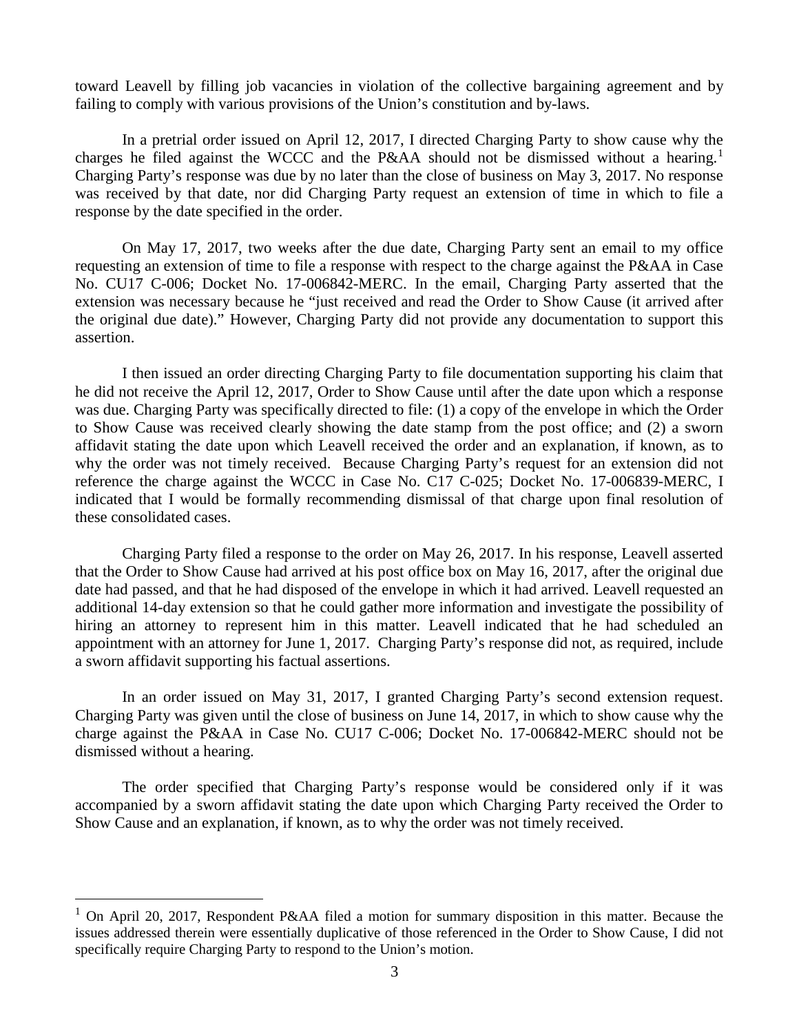toward Leavell by filling job vacancies in violation of the collective bargaining agreement and by failing to comply with various provisions of the Union's constitution and by-laws.

In a pretrial order issued on April 12, 2017, I directed Charging Party to show cause why the charges he filed against the WCCC and the P&AA should not be dismissed without a hearing.[1] Charging Party's response was due by no later than the close of business on May 3, 2017. No response was received by that date, nor did Charging Party request an extension of time in which to file a response by the date specified in the order.

On May 17, 2017, two weeks after the due date, Charging Party sent an email to my office requesting an extension of time to file a response with respect to the charge against the P&AA in Case No. CU17 C-006; Docket No. 17-006842-MERC. In the email, Charging Party asserted that the extension was necessary because he "just received and read the Order to Show Cause (it arrived after the original due date)." However, Charging Party did not provide any documentation to support this assertion.

I then issued an order directing Charging Party to file documentation supporting his claim that he did not receive the April 12, 2017, Order to Show Cause until after the date upon which a response was due. Charging Party was specifically directed to file: (1) a copy of the envelope in which the Order to Show Cause was received clearly showing the date stamp from the post office; and (2) a sworn affidavit stating the date upon which Leavell received the order and an explanation, if known, as to why the order was not timely received. Because Charging Party's request for an extension did not reference the charge against the WCCC in Case No. C17 C-025; Docket No. 17-006839-MERC, I indicated that I would be formally recommending dismissal of that charge upon final resolution of these consolidated cases.

Charging Party filed a response to the order on May 26, 2017. In his response, Leavell asserted that the Order to Show Cause had arrived at his post office box on May 16, 2017, after the original due date had passed, and that he had disposed of the envelope in which it had arrived. Leavell requested an additional 14-day extension so that he could gather more information and investigate the possibility of hiring an attorney to represent him in this matter. Leavell indicated that he had scheduled an appointment with an attorney for June 1, 2017. Charging Party's response did not, as required, include a sworn affidavit supporting his factual assertions.

In an order issued on May 31, 2017, I granted Charging Party's second extension request. Charging Party was given until the close of business on June 14, 2017, in which to show cause why the charge against the P&AA in Case No. CU17 C-006; Docket No. 17-006842-MERC should not be dismissed without a hearing.

The order specified that Charging Party's response would be considered only if it was accompanied by a sworn affidavit stating the date upon which Charging Party received the Order to Show Cause and an explanation, if known, as to why the order was not timely received.

---

[1] On April 20, 2017, Respondent P&AA filed a motion for summary disposition in this matter. Because the issues addressed therein were essentially duplicative of those referenced in the Order to Show Cause, I did not specifically require Charging Party to respond to the Union's motion.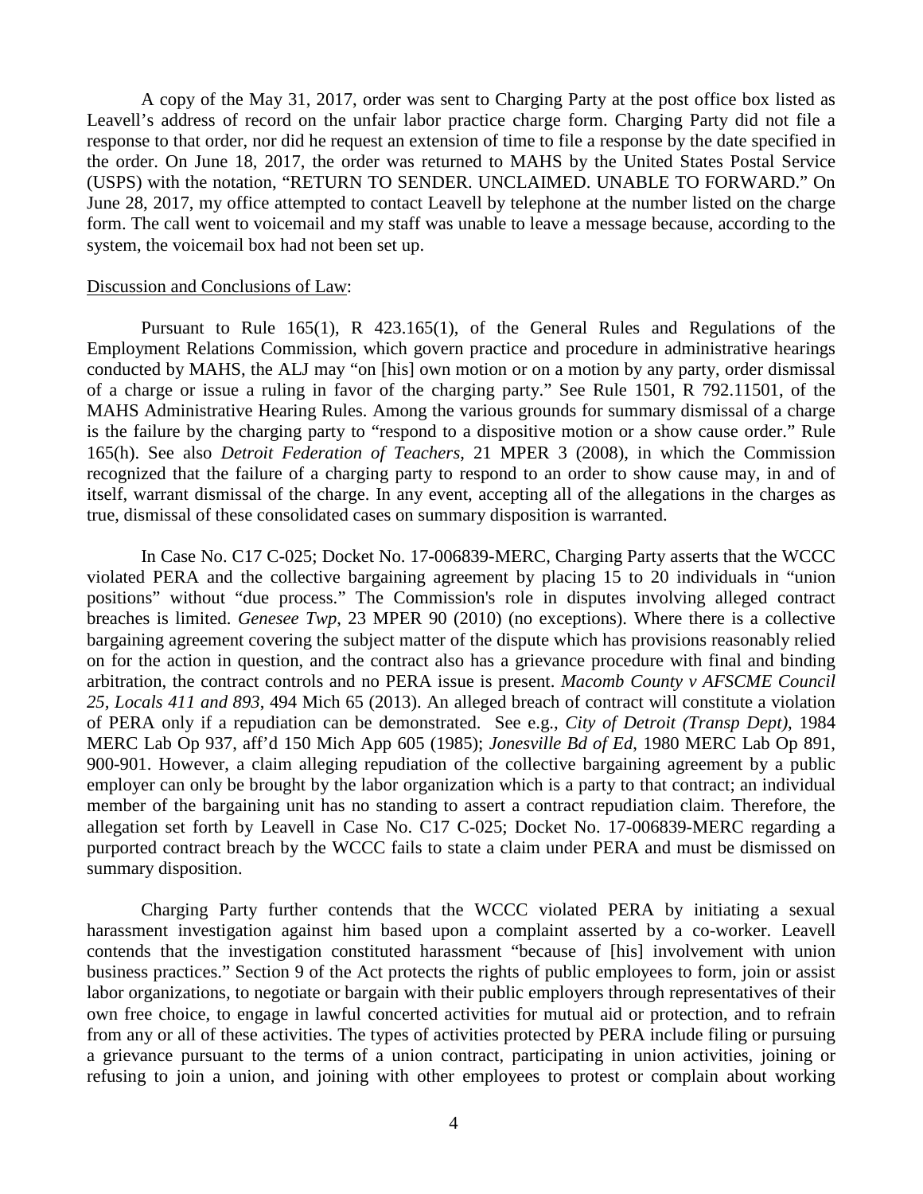A copy of the May 31, 2017, order was sent to Charging Party at the post office box listed as Leavell's address of record on the unfair labor practice charge form. Charging Party did not file a response to that order, nor did he request an extension of time to file a response by the date specified in the order. On June 18, 2017, the order was returned to MAHS by the United States Postal Service (USPS) with the notation, "RETURN TO SENDER. UNCLAIMED. UNABLE TO FORWARD." On June 28, 2017, my office attempted to contact Leavell by telephone at the number listed on the charge form. The call went to voicemail and my staff was unable to leave a message because, according to the system, the voicemail box had not been set up.

Discussion and Conclusions of Law:

Pursuant to Rule 165(1), R 423.165(1), of the General Rules and Regulations of the Employment Relations Commission, which govern practice and procedure in administrative hearings conducted by MAHS, the ALJ may "on [his] own motion or on a motion by any party, order dismissal of a charge or issue a ruling in favor of the charging party." See Rule 1501, R 792.11501, of the MAHS Administrative Hearing Rules. Among the various grounds for summary dismissal of a charge is the failure by the charging party to "respond to a dispositive motion or a show cause order." Rule 165(h). See also *Detroit Federation of Teachers*, 21 MPER 3 (2008), in which the Commission recognized that the failure of a charging party to respond to an order to show cause may, in and of itself, warrant dismissal of the charge. In any event, accepting all of the allegations in the charges as true, dismissal of these consolidated cases on summary disposition is warranted.

In Case No. C17 C-025; Docket No. 17-006839-MERC, Charging Party asserts that the WCCC violated PERA and the collective bargaining agreement by placing 15 to 20 individuals in "union positions" without "due process." The Commission's role in disputes involving alleged contract breaches is limited. *Genesee Twp*, 23 MPER 90 (2010) (no exceptions). Where there is a collective bargaining agreement covering the subject matter of the dispute which has provisions reasonably relied on for the action in question, and the contract also has a grievance procedure with final and binding arbitration, the contract controls and no PERA issue is present. *Macomb County v AFSCME Council 25, Locals 411 and 893*, 494 Mich 65 (2013). An alleged breach of contract will constitute a violation of PERA only if a repudiation can be demonstrated. See e.g., *City of Detroit (Transp Dept)*, 1984 MERC Lab Op 937, aff'd 150 Mich App 605 (1985); *Jonesville Bd of Ed*, 1980 MERC Lab Op 891, 900-901. However, a claim alleging repudiation of the collective bargaining agreement by a public employer can only be brought by the labor organization which is a party to that contract; an individual member of the bargaining unit has no standing to assert a contract repudiation claim. Therefore, the allegation set forth by Leavell in Case No. C17 C-025; Docket No. 17-006839-MERC regarding a purported contract breach by the WCCC fails to state a claim under PERA and must be dismissed on summary disposition.

Charging Party further contends that the WCCC violated PERA by initiating a sexual harassment investigation against him based upon a complaint asserted by a co-worker. Leavell contends that the investigation constituted harassment "because of [his] involvement with union business practices." Section 9 of the Act protects the rights of public employees to form, join or assist labor organizations, to negotiate or bargain with their public employers through representatives of their own free choice, to engage in lawful concerted activities for mutual aid or protection, and to refrain from any or all of these activities. The types of activities protected by PERA include filing or pursuing a grievance pursuant to the terms of a union contract, participating in union activities, joining or refusing to join a union, and joining with other employees to protest or complain about working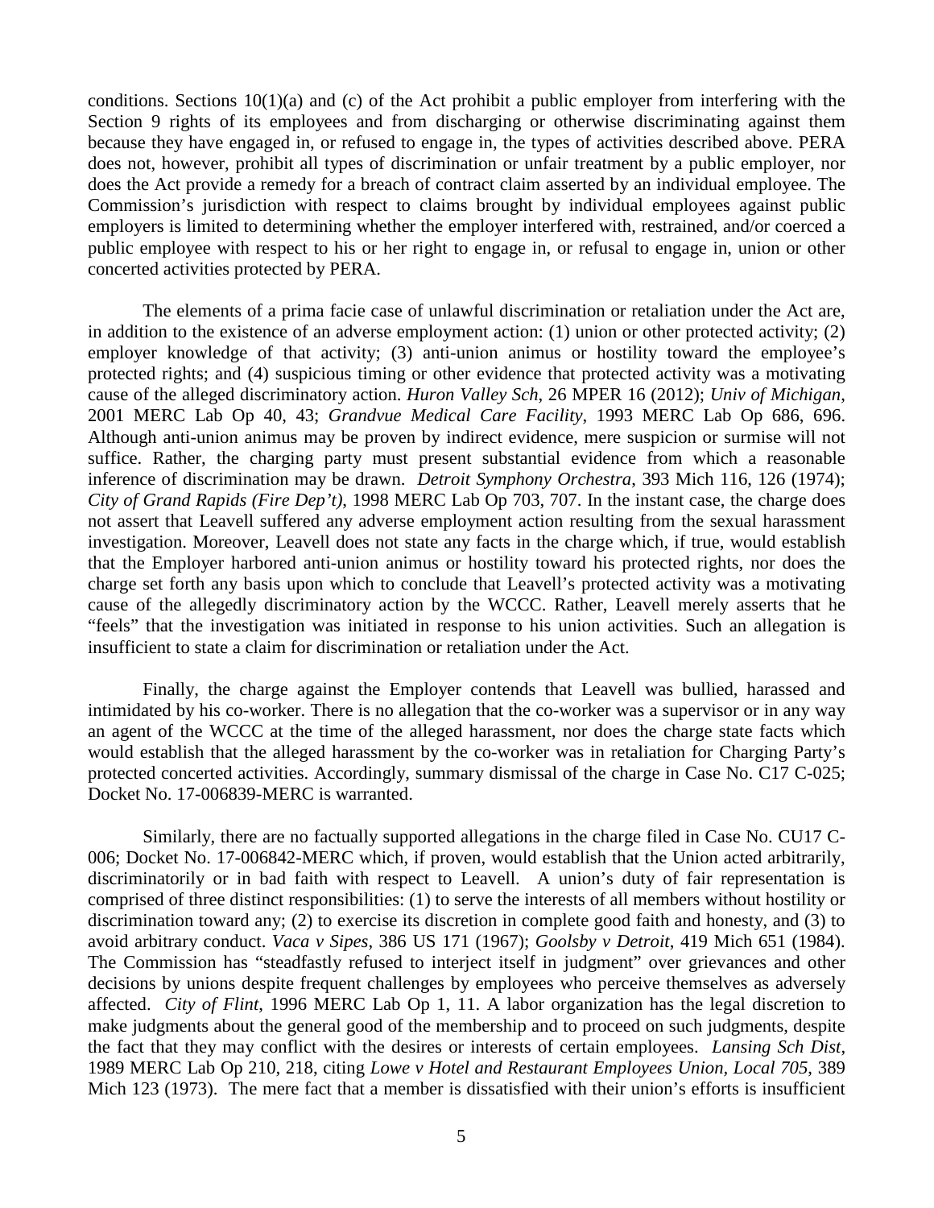conditions. Sections 10(1)(a) and (c) of the Act prohibit a public employer from interfering with the Section 9 rights of its employees and from discharging or otherwise discriminating against them because they have engaged in, or refused to engage in, the types of activities described above. PERA does not, however, prohibit all types of discrimination or unfair treatment by a public employer, nor does the Act provide a remedy for a breach of contract claim asserted by an individual employee. The Commission's jurisdiction with respect to claims brought by individual employees against public employers is limited to determining whether the employer interfered with, restrained, and/or coerced a public employee with respect to his or her right to engage in, or refusal to engage in, union or other concerted activities protected by PERA.

The elements of a prima facie case of unlawful discrimination or retaliation under the Act are, in addition to the existence of an adverse employment action: (1) union or other protected activity; (2) employer knowledge of that activity; (3) anti-union animus or hostility toward the employee's protected rights; and (4) suspicious timing or other evidence that protected activity was a motivating cause of the alleged discriminatory action. *Huron Valley Sch*, 26 MPER 16 (2012); *Univ of Michigan*, 2001 MERC Lab Op 40, 43; *Grandvue Medical Care Facility*, 1993 MERC Lab Op 686, 696. Although anti-union animus may be proven by indirect evidence, mere suspicion or surmise will not suffice. Rather, the charging party must present substantial evidence from which a reasonable inference of discrimination may be drawn. *Detroit Symphony Orchestra*, 393 Mich 116, 126 (1974); *City of Grand Rapids (Fire Dep't)*, 1998 MERC Lab Op 703, 707. In the instant case, the charge does not assert that Leavell suffered any adverse employment action resulting from the sexual harassment investigation. Moreover, Leavell does not state any facts in the charge which, if true, would establish that the Employer harbored anti-union animus or hostility toward his protected rights, nor does the charge set forth any basis upon which to conclude that Leavell's protected activity was a motivating cause of the allegedly discriminatory action by the WCCC. Rather, Leavell merely asserts that he "feels" that the investigation was initiated in response to his union activities. Such an allegation is insufficient to state a claim for discrimination or retaliation under the Act.

Finally, the charge against the Employer contends that Leavell was bullied, harassed and intimidated by his co-worker. There is no allegation that the co-worker was a supervisor or in any way an agent of the WCCC at the time of the alleged harassment, nor does the charge state facts which would establish that the alleged harassment by the co-worker was in retaliation for Charging Party's protected concerted activities. Accordingly, summary dismissal of the charge in Case No. C17 C-025; Docket No. 17-006839-MERC is warranted.

Similarly, there are no factually supported allegations in the charge filed in Case No. CU17 C-006; Docket No. 17-006842-MERC which, if proven, would establish that the Union acted arbitrarily, discriminatorily or in bad faith with respect to Leavell. A union's duty of fair representation is comprised of three distinct responsibilities: (1) to serve the interests of all members without hostility or discrimination toward any; (2) to exercise its discretion in complete good faith and honesty, and (3) to avoid arbitrary conduct. *Vaca v Sipes*, 386 US 171 (1967); *Goolsby v Detroit*, 419 Mich 651 (1984). The Commission has "steadfastly refused to interject itself in judgment" over grievances and other decisions by unions despite frequent challenges by employees who perceive themselves as adversely affected. *City of Flint*, 1996 MERC Lab Op 1, 11. A labor organization has the legal discretion to make judgments about the general good of the membership and to proceed on such judgments, despite the fact that they may conflict with the desires or interests of certain employees. *Lansing Sch Dist*, 1989 MERC Lab Op 210, 218, citing *Lowe v Hotel and Restaurant Employees Union, Local 705*, 389 Mich 123 (1973). The mere fact that a member is dissatisfied with their union's efforts is insufficient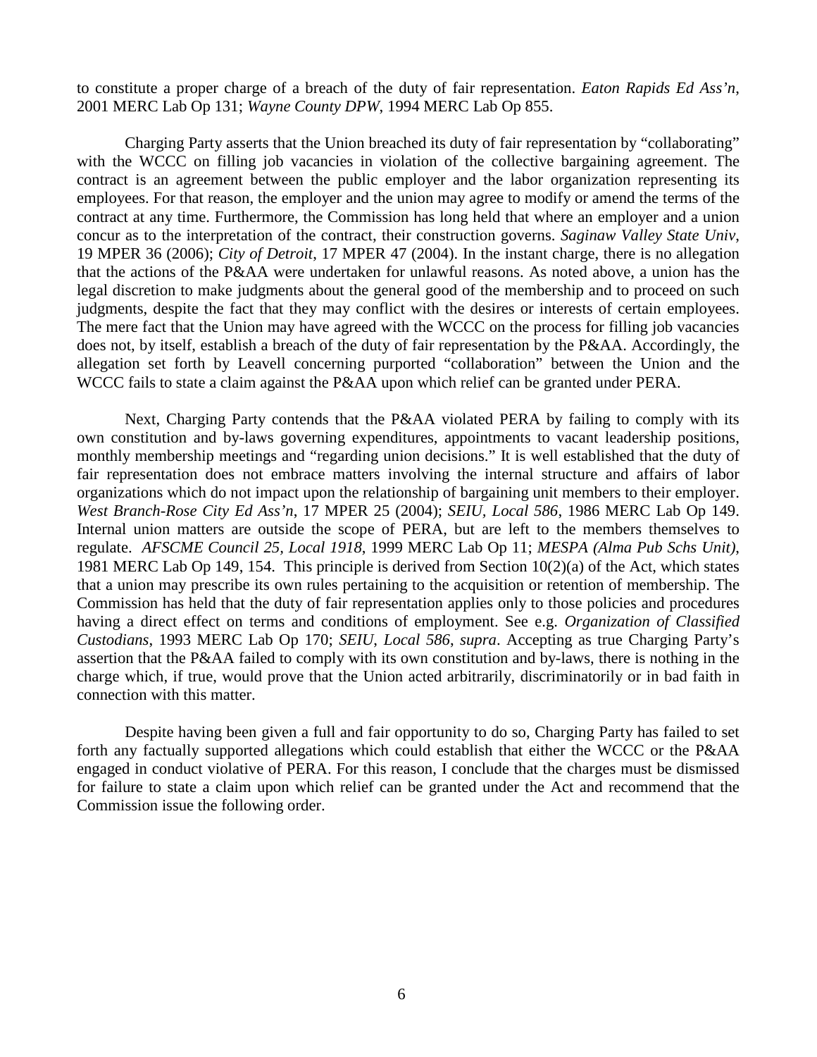to constitute a proper charge of a breach of the duty of fair representation. *Eaton Rapids Ed Ass'n*, 2001 MERC Lab Op 131; *Wayne County DPW*, 1994 MERC Lab Op 855.

Charging Party asserts that the Union breached its duty of fair representation by "collaborating" with the WCCC on filling job vacancies in violation of the collective bargaining agreement. The contract is an agreement between the public employer and the labor organization representing its employees. For that reason, the employer and the union may agree to modify or amend the terms of the contract at any time. Furthermore, the Commission has long held that where an employer and a union concur as to the interpretation of the contract, their construction governs. *Saginaw Valley State Univ*, 19 MPER 36 (2006); *City of Detroit*, 17 MPER 47 (2004). In the instant charge, there is no allegation that the actions of the P&AA were undertaken for unlawful reasons. As noted above, a union has the legal discretion to make judgments about the general good of the membership and to proceed on such judgments, despite the fact that they may conflict with the desires or interests of certain employees. The mere fact that the Union may have agreed with the WCCC on the process for filling job vacancies does not, by itself, establish a breach of the duty of fair representation by the P&AA. Accordingly, the allegation set forth by Leavell concerning purported "collaboration" between the Union and the WCCC fails to state a claim against the P&AA upon which relief can be granted under PERA.

Next, Charging Party contends that the P&AA violated PERA by failing to comply with its own constitution and by-laws governing expenditures, appointments to vacant leadership positions, monthly membership meetings and "regarding union decisions." It is well established that the duty of fair representation does not embrace matters involving the internal structure and affairs of labor organizations which do not impact upon the relationship of bargaining unit members to their employer. *West Branch-Rose City Ed Ass'n*, 17 MPER 25 (2004); *SEIU, Local 586*, 1986 MERC Lab Op 149. Internal union matters are outside the scope of PERA, but are left to the members themselves to regulate. *AFSCME Council 25, Local 1918*, 1999 MERC Lab Op 11; *MESPA (Alma Pub Schs Unit)*, 1981 MERC Lab Op 149, 154. This principle is derived from Section 10(2)(a) of the Act, which states that a union may prescribe its own rules pertaining to the acquisition or retention of membership. The Commission has held that the duty of fair representation applies only to those policies and procedures having a direct effect on terms and conditions of employment. See e.g. *Organization of Classified Custodians*, 1993 MERC Lab Op 170; *SEIU, Local 586, supra*. Accepting as true Charging Party's assertion that the P&AA failed to comply with its own constitution and by-laws, there is nothing in the charge which, if true, would prove that the Union acted arbitrarily, discriminatorily or in bad faith in connection with this matter.

Despite having been given a full and fair opportunity to do so, Charging Party has failed to set forth any factually supported allegations which could establish that either the WCCC or the P&AA engaged in conduct violative of PERA. For this reason, I conclude that the charges must be dismissed for failure to state a claim upon which relief can be granted under the Act and recommend that the Commission issue the following order.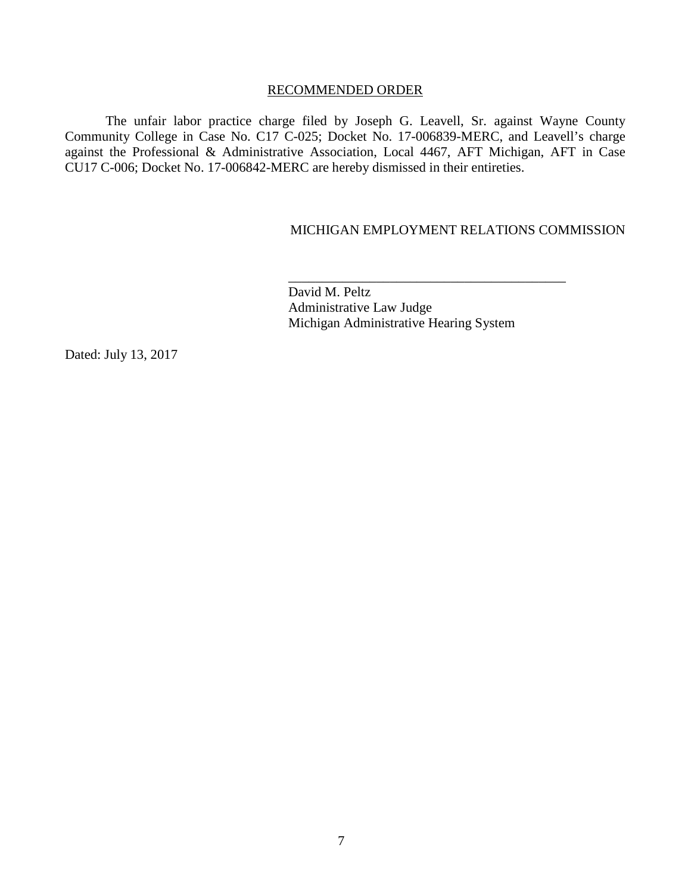## RECOMMENDED ORDER

The unfair labor practice charge filed by Joseph G. Leavell, Sr. against Wayne County Community College in Case No. C17 C-025; Docket No. 17-006839-MERC, and Leavell's charge against the Professional & Administrative Association, Local 4467, AFT Michigan, AFT in Case CU17 C-006; Docket No. 17-006842-MERC are hereby dismissed in their entireties.

MICHIGAN EMPLOYMENT RELATIONS COMMISSION

\_\_\_\_\_\_\_\_\_\_\_\_\_\_\_\_\_\_\_\_\_\_\_\_\_\_\_\_\_\_\_\_\_\_\_\_\_\_\_\_\_\_

David M. Peltz
Administrative Law Judge
Michigan Administrative Hearing System

Dated: July 13, 2017